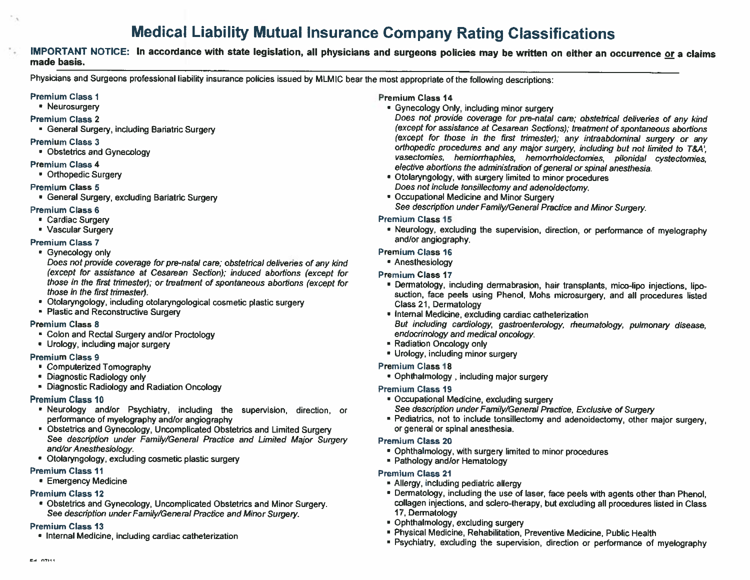# Medical Liability Mutual Insurance Company Rating Classifications

**IMPORTANT NOTICE: In accordance with state legislation, all physicians and surgeons policies may be written on either an occurrence or a claims made basis.**

Physicians and Surgeons professional liability insurance policies issued by MLMIC bear the most appropriate of the following descriptions:

**Premium Class 1**
- Neurosurgery

**Premium Class 2**
- General Surgery, including Bariatric Surgery

**Premium Class 3**
- Obstetrics and Gynecology

**Premium Class 4**
- Orthopedic Surgery

**Premium Class 5**
- General Surgery, excluding Bariatric Surgery

**Premium Class 6**
- Cardiac Surgery
- Vascular Surgery

**Premium Class 7**
- Gynecology only
  *Does not provide coverage for pre-natal care; obstetrical deliveries of any kind (except for assistance at Cesarean Section); induced abortions (except for those in the first trimester); or treatment of spontaneous abortions (except for those in the first trimester).*
- Otolaryngology, including otolaryngological cosmetic plastic surgery
- Plastic and Reconstructive Surgery

**Premium Class 8**
- Colon and Rectal Surgery and/or Proctology
- Urology, including major surgery

**Premium Class 9**
- Computerized Tomography
- Diagnostic Radiology only
- Diagnostic Radiology and Radiation Oncology

**Premium Class 10**
- Neurology and/or Psychiatry, including the supervision, direction, or performance of myelography and/or angiography
- Obstetrics and Gynecology, Uncomplicated Obstetrics and Limited Surgery
  *See description under Family/General Practice and Limited Major Surgery and/or Anesthesiology.*
- Otolaryngology, excluding cosmetic plastic surgery

**Premium Class 11**
- Emergency Medicine

**Premium Class 12**
- Obstetrics and Gynecology, Uncomplicated Obstetrics and Minor Surgery.
  *See description under Family/General Practice and Minor Surgery.*

**Premium Class 13**
- Internal Medicine, including cardiac catheterization

**Premium Class 14**
- Gynecology Only, including minor surgery
  *Does not provide coverage for pre-natal care; obstetrical deliveries of any kind (except for assistance at Cesarean Sections); treatment of spontaneous abortions (except for those in the first trimester); any intraabdominal surgery or any orthopedic procedures and any major surgery, including but not limited to T&A', vasectomies, herniorrhaphies, hemorrhoidectomies, pilonidal cystectomies, elective abortions the administration of general or spinal anesthesia.*
- Otolaryngology, with surgery limited to minor procedures
  *Does not include tonsillectomy and adenoidectomy.*
- Occupational Medicine and Minor Surgery
  *See description under Family/General Practice and Minor Surgery.*

**Premium Class 15**
- Neurology, excluding the supervision, direction, or performance of myelography and/or angiography.

**Premium Class 16**
- Anesthesiology

**Premium Class 17**
- Dermatology, including dermabrasion, hair transplants, mico-lipo injections, lipo-suction, face peels using Phenol, Mohs microsurgery, and all procedures listed Class 21, Dermatology
- Internal Medicine, excluding cardiac catheterization
  *But including cardiology, gastroenterology, rheumatology, pulmonary disease, endocrinology and medical oncology.*
- Radiation Oncology only
- Urology, including minor surgery

**Premium Class 18**
- Ophthalmology , including major surgery

**Premium Class 19**
- Occupational Medicine, excluding surgery
  *See description under Family/General Practice, Exclusive of Surgery*
- Pediatrics, not to include tonsillectomy and adenoidectomy, other major surgery, or general or spinal anesthesia.

**Premium Class 20**
- Ophthalmology, with surgery limited to minor procedures
- Pathology and/or Hematology

**Premium Class 21**
- Allergy, including pediatric allergy
- Dermatology, including the use of laser, face peels with agents other than Phenol, collagen injections, and sclero-therapy, but excluding all procedures listed in Class 17, Dermatology
- Ophthalmology, excluding surgery
- Physical Medicine, Rehabilitation, Preventive Medicine, Public Health
- Psychiatry, excluding the supervision, direction or performance of myelography

Ed. 07/11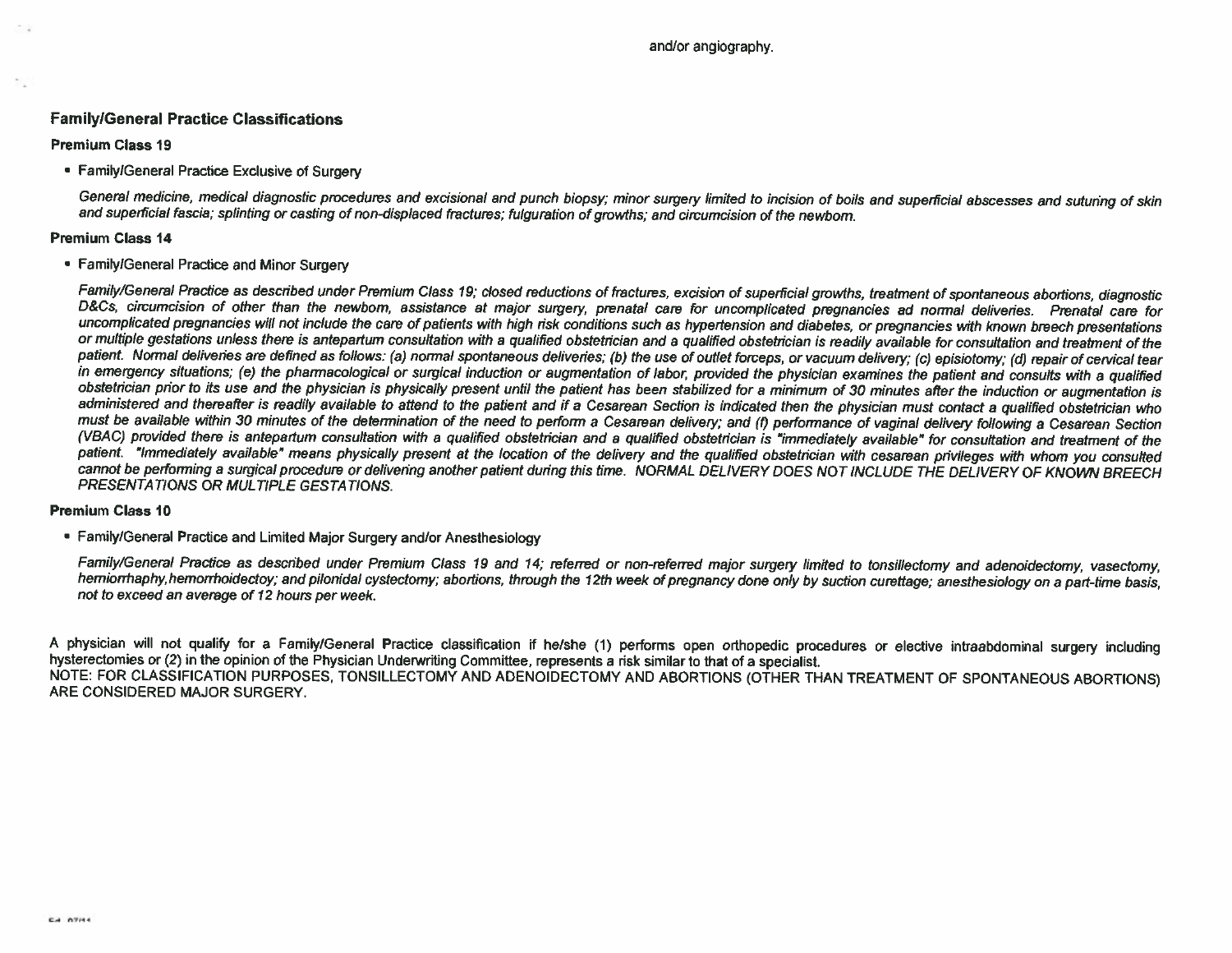and/or angiography.

## Family/General Practice Classifications

### Premium Class 19

- Family/General Practice Exclusive of Surgery

*General medicine, medical diagnostic procedures and excisional and punch biopsy; minor surgery limited to incision of boils and superficial abscesses and suturing of skin and superficial fascia; splinting or casting of non-displaced fractures; fulguration of growths; and circumcision of the newborn.*

### Premium Class 14

- Family/General Practice and Minor Surgery

*Family/General Practice as described under Premium Class 19; closed reductions of fractures, excision of superficial growths, treatment of spontaneous abortions, diagnostic D&Cs, circumcision of other than the newborn, assistance at major surgery, prenatal care for uncomplicated pregnancies ad normal deliveries. Prenatal care for uncomplicated pregnancies will not include the care of patients with high risk conditions such as hypertension and diabetes, or pregnancies with known breech presentations or multiple gestations unless there is antepartum consultation with a qualified obstetrician and a qualified obstetrician is readily available for consultation and treatment of the patient. Normal deliveries are defined as follows: (a) normal spontaneous deliveries; (b) the use of outlet forceps, or vacuum delivery; (c) episiotomy; (d) repair of cervical tear in emergency situations; (e) the pharmacological or surgical induction or augmentation of labor, provided the physician examines the patient and consults with a qualified obstetrician prior to its use and the physician is physically present until the patient has been stabilized for a minimum of 30 minutes after the induction or augmentation is administered and thereafter is readily available to attend to the patient and if a Cesarean Section is indicated then the physician must contact a qualified obstetrician who must be available within 30 minutes of the determination of the need to perform a Cesarean delivery; and (f) performance of vaginal delivery following a Cesarean Section (VBAC) provided there is antepartum consultation with a qualified obstetrician and a qualified obstetrician is "immediately available" for consultation and treatment of the patient. "Immediately available" means physically present at the location of the delivery and the qualified obstetrician with cesarean privileges with whom you consulted cannot be performing a surgical procedure or delivering another patient during this time. NORMAL DELIVERY DOES NOT INCLUDE THE DELIVERY OF KNOWN BREECH PRESENTATIONS OR MULTIPLE GESTATIONS.*

### Premium Class 10

- Family/General Practice and Limited Major Surgery and/or Anesthesiology

*Family/General Practice as described under Premium Class 19 and 14; referred or non-referred major surgery limited to tonsillectomy and adenoidectomy, vasectomy, herniorrhaphy,hemorrhoidectoy; and pilonidal cystectomy; abortions, through the 12th week of pregnancy done only by suction curettage; anesthesiology on a part-time basis, not to exceed an average of 12 hours per week.*

A physician will not qualify for a Family/General Practice classification if he/she (1) performs open orthopedic procedures or elective intraabdominal surgery including hysterectomies or (2) in the opinion of the Physician Underwriting Committee, represents a risk similar to that of a specialist.

NOTE: FOR CLASSIFICATION PURPOSES, TONSILLECTOMY AND ADENOIDECTOMY AND ABORTIONS (OTHER THAN TREATMENT OF SPONTANEOUS ABORTIONS) ARE CONSIDERED MAJOR SURGERY.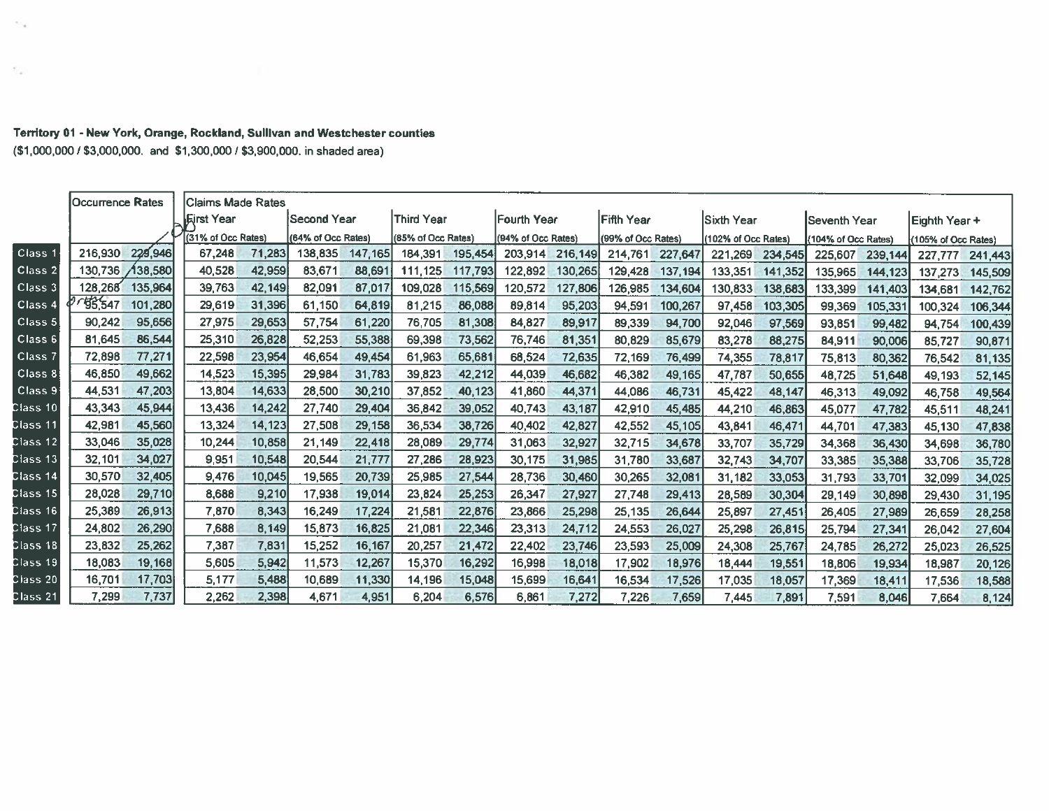**Territory 01 - New York, Orange, Rockland, Sullivan and Westchester counties**

($1,000,000 / $3,000,000. and $1,300,000 / $3,900,000. in shaded area)

| | Occurrence Rates | | Claims Made Rates | | | | | | | | | | | | | | | |
|---|---|---|---|---|---|---|---|---|---|---|---|---|---|---|---|---|---|---|
| | | | First Year (31% of Occ Rates) | | Second Year (64% of Occ Rates) | | Third Year (85% of Occ Rates) | | Fourth Year (94% of Occ Rates) | | Fifth Year (99% of Occ Rates) | | Sixth Year (102% of Occ Rates) | | Seventh Year (104% of Occ Rates) | | Eighth Year + (105% of Occ Rates) | |
| Class 1 | 216,930 | 229,946 | 67,248 | 71,283 | 138,835 | 147,165 | 184,391 | 195,454 | 203,914 | 216,149 | 214,761 | 227,647 | 221,269 | 234,545 | 225,607 | 239,144 | 227,777 | 241,443 |
| Class 2 | 130,736 | 138,580 | 40,528 | 42,959 | 83,671 | 88,691 | 111,125 | 117,793 | 122,892 | 130,265 | 129,428 | 137,194 | 133,351 | 141,352 | 135,965 | 144,123 | 137,273 | 145,509 |
| Class 3 | 128,268 | 135,964 | 39,763 | 42,149 | 82,091 | 87,017 | 109,028 | 115,569 | 120,572 | 127,806 | 126,985 | 134,604 | 130,833 | 138,683 | 133,399 | 141,403 | 134,681 | 142,762 |
| Class 4 | 95,547 | 101,280 | 29,619 | 31,396 | 61,150 | 64,819 | 81,215 | 86,088 | 89,814 | 95,203 | 94,591 | 100,267 | 97,458 | 103,305 | 99,369 | 105,331 | 100,324 | 106,344 |
| Class 5 | 90,242 | 95,656 | 27,975 | 29,653 | 57,754 | 61,220 | 76,705 | 81,308 | 84,827 | 89,917 | 89,339 | 94,700 | 92,046 | 97,569 | 93,851 | 99,482 | 94,754 | 100,439 |
| Class 6 | 81,645 | 86,544 | 25,310 | 26,828 | 52,253 | 55,388 | 69,398 | 73,562 | 76,746 | 81,351 | 80,829 | 85,679 | 83,278 | 88,275 | 84,911 | 90,006 | 85,727 | 90,871 |
| Class 7 | 72,898 | 77,271 | 22,598 | 23,954 | 46,654 | 49,454 | 61,963 | 65,681 | 68,524 | 72,635 | 72,169 | 76,499 | 74,355 | 78,817 | 75,813 | 80,362 | 76,542 | 81,135 |
| Class 8 | 46,850 | 49,662 | 14,523 | 15,395 | 29,984 | 31,783 | 39,823 | 42,212 | 44,039 | 46,682 | 46,382 | 49,165 | 47,787 | 50,655 | 48,725 | 51,648 | 49,193 | 52,145 |
| Class 9 | 44,531 | 47,203 | 13,804 | 14,633 | 28,500 | 30,210 | 37,852 | 40,123 | 41,860 | 44,371 | 44,086 | 46,731 | 45,422 | 48,147 | 46,313 | 49,092 | 46,758 | 49,564 |
| Class 10 | 43,343 | 45,944 | 13,436 | 14,242 | 27,740 | 29,404 | 36,842 | 39,052 | 40,743 | 43,187 | 42,910 | 45,485 | 44,210 | 46,863 | 45,077 | 47,782 | 45,511 | 48,241 |
| Class 11 | 42,981 | 45,560 | 13,324 | 14,123 | 27,508 | 29,158 | 36,534 | 38,726 | 40,402 | 42,827 | 42,552 | 45,105 | 43,841 | 46,471 | 44,701 | 47,383 | 45,130 | 47,838 |
| Class 12 | 33,046 | 35,028 | 10,244 | 10,858 | 21,149 | 22,418 | 28,089 | 29,774 | 31,063 | 32,927 | 32,715 | 34,678 | 33,707 | 35,729 | 34,368 | 36,430 | 34,698 | 36,780 |
| Class 13 | 32,101 | 34,027 | 9,951 | 10,548 | 20,544 | 21,777 | 27,286 | 28,923 | 30,175 | 31,985 | 31,780 | 33,687 | 32,743 | 34,707 | 33,385 | 35,388 | 33,706 | 35,728 |
| Class 14 | 30,570 | 32,405 | 9,476 | 10,045 | 19,565 | 20,739 | 25,985 | 27,544 | 28,736 | 30,460 | 30,265 | 32,081 | 31,182 | 33,053 | 31,793 | 33,701 | 32,099 | 34,025 |
| Class 15 | 28,028 | 29,710 | 8,688 | 9,210 | 17,938 | 19,014 | 23,824 | 25,253 | 26,347 | 27,927 | 27,748 | 29,413 | 28,589 | 30,304 | 29,149 | 30,898 | 29,430 | 31,195 |
| Class 16 | 25,389 | 26,913 | 7,870 | 8,343 | 16,249 | 17,224 | 21,581 | 22,876 | 23,866 | 25,298 | 25,135 | 26,644 | 25,897 | 27,451 | 26,405 | 27,989 | 26,659 | 28,258 |
| Class 17 | 24,802 | 26,290 | 7,688 | 8,149 | 15,873 | 16,825 | 21,081 | 22,346 | 23,313 | 24,712 | 24,553 | 26,027 | 25,298 | 26,815 | 25,794 | 27,341 | 26,042 | 27,604 |
| Class 18 | 23,832 | 25,262 | 7,387 | 7,831 | 15,252 | 16,167 | 20,257 | 21,472 | 22,402 | 23,746 | 23,593 | 25,009 | 24,308 | 25,767 | 24,785 | 26,272 | 25,023 | 26,525 |
| Class 19 | 18,083 | 19,168 | 5,605 | 5,942 | 11,573 | 12,267 | 15,370 | 16,292 | 16,998 | 18,018 | 17,902 | 18,976 | 18,444 | 19,551 | 18,806 | 19,934 | 18,987 | 20,126 |
| Class 20 | 16,701 | 17,703 | 5,177 | 5,488 | 10,689 | 11,330 | 14,196 | 15,048 | 15,699 | 16,641 | 16,534 | 17,526 | 17,035 | 18,057 | 17,369 | 18,411 | 17,536 | 18,588 |
| Class 21 | 7,299 | 7,737 | 2,262 | 2,398 | 4,671 | 4,951 | 6,204 | 6,576 | 6,861 | 7,272 | 7,226 | 7,659 | 7,445 | 7,891 | 7,591 | 8,046 | 7,664 | 8,124 |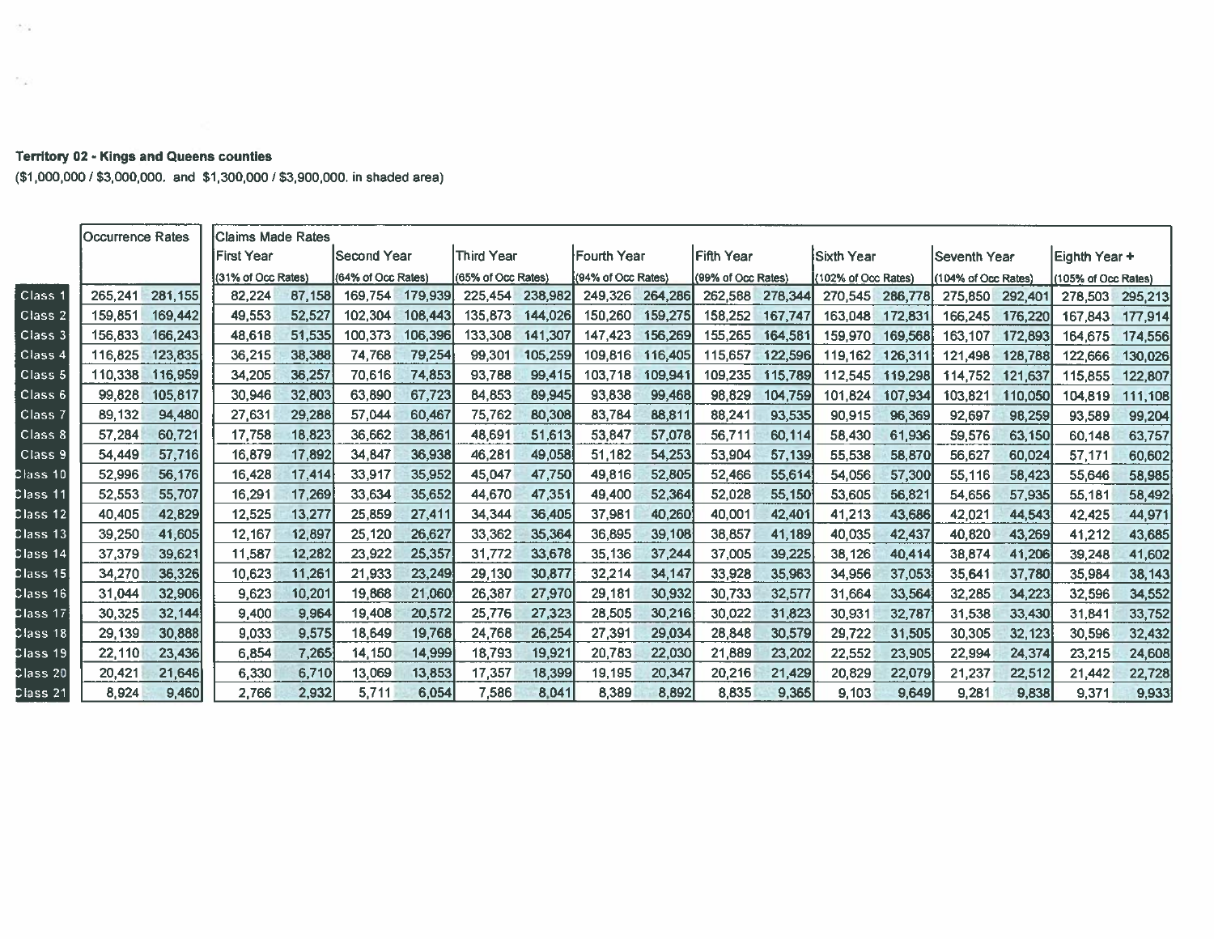**Territory 02 - Kings and Queens counties**

($1,000,000 / $3,000,000. and $1,300,000 / $3,900,000. in shaded area)

| | Occurrence Rates | | Claims Made Rates First Year (31% of Occ Rates) | | Second Year (64% of Occ Rates) | | Third Year (65% of Occ Rates) | | Fourth Year (94% of Occ Rates) | | Fifth Year (99% of Occ Rates) | | Sixth Year (102% of Occ Rates) | | Seventh Year (104% of Occ Rates) | | Eighth Year + (105% of Occ Rates) | |
|---|---|---|---|---|---|---|---|---|---|---|---|---|---|---|---|---|---|---|
| Class 1 | 265,241 | 281,155 | 82,224 | 87,158 | 169,754 | 179,939 | 225,454 | 238,982 | 249,326 | 264,286 | 262,588 | 278,344 | 270,545 | 286,778 | 275,850 | 292,401 | 278,503 | 295,213 |
| Class 2 | 159,851 | 169,442 | 49,553 | 52,527 | 102,304 | 108,443 | 135,873 | 144,026 | 150,260 | 159,275 | 158,252 | 167,747 | 163,048 | 172,831 | 166,245 | 176,220 | 167,843 | 177,914 |
| Class 3 | 156,833 | 166,243 | 48,618 | 51,535 | 100,373 | 106,396 | 133,308 | 141,307 | 147,423 | 156,269 | 155,265 | 164,581 | 159,970 | 169,568 | 163,107 | 172,893 | 164,675 | 174,556 |
| Class 4 | 116,825 | 123,835 | 36,215 | 38,388 | 74,768 | 79,254 | 99,301 | 105,259 | 109,816 | 116,405 | 115,657 | 122,596 | 119,162 | 126,311 | 121,498 | 128,788 | 122,666 | 130,026 |
| Class 5 | 110,338 | 116,959 | 34,205 | 36,257 | 70,616 | 74,853 | 93,788 | 99,415 | 103,718 | 109,941 | 109,235 | 115,789 | 112,545 | 119,298 | 114,752 | 121,637 | 115,855 | 122,807 |
| Class 6 | 99,828 | 105,817 | 30,946 | 32,803 | 63,890 | 67,723 | 84,853 | 89,945 | 93,838 | 99,468 | 98,829 | 104,759 | 101,824 | 107,934 | 103,821 | 110,050 | 104,819 | 111,108 |
| Class 7 | 89,132 | 94,480 | 27,631 | 29,288 | 57,044 | 60,467 | 75,762 | 80,308 | 83,784 | 88,811 | 88,241 | 93,535 | 90,915 | 96,369 | 92,697 | 98,259 | 93,589 | 99,204 |
| Class 8 | 57,284 | 60,721 | 17,758 | 18,823 | 36,662 | 38,861 | 48,691 | 51,613 | 53,847 | 57,078 | 56,711 | 60,114 | 58,430 | 61,936 | 59,576 | 63,150 | 60,148 | 63,757 |
| Class 9 | 54,449 | 57,716 | 16,879 | 17,892 | 34,847 | 36,938 | 46,281 | 49,058 | 51,182 | 54,253 | 53,904 | 57,139 | 55,538 | 58,870 | 56,627 | 60,024 | 57,171 | 60,602 |
| Class 10 | 52,996 | 56,176 | 16,428 | 17,414 | 33,917 | 35,952 | 45,047 | 47,750 | 49,816 | 52,805 | 52,466 | 55,614 | 54,056 | 57,300 | 55,116 | 58,423 | 55,646 | 58,985 |
| Class 11 | 52,553 | 55,707 | 16,291 | 17,269 | 33,634 | 35,652 | 44,670 | 47,351 | 49,400 | 52,364 | 52,028 | 55,150 | 53,605 | 56,821 | 54,656 | 57,935 | 55,181 | 58,492 |
| Class 12 | 40,405 | 42,829 | 12,525 | 13,277 | 25,859 | 27,411 | 34,344 | 36,405 | 37,981 | 40,260 | 40,001 | 42,401 | 41,213 | 43,686 | 42,021 | 44,543 | 42,425 | 44,971 |
| Class 13 | 39,250 | 41,605 | 12,167 | 12,897 | 25,120 | 26,627 | 33,362 | 35,364 | 36,895 | 39,108 | 38,857 | 41,189 | 40,035 | 42,437 | 40,820 | 43,269 | 41,212 | 43,685 |
| Class 14 | 37,379 | 39,621 | 11,587 | 12,282 | 23,922 | 25,357 | 31,772 | 33,678 | 35,136 | 37,244 | 37,005 | 39,225 | 38,126 | 40,414 | 38,874 | 41,206 | 39,248 | 41,602 |
| Class 15 | 34,270 | 36,326 | 10,623 | 11,261 | 21,933 | 23,249 | 29,130 | 30,877 | 32,214 | 34,147 | 33,928 | 35,963 | 34,956 | 37,053 | 35,641 | 37,780 | 35,984 | 38,143 |
| Class 16 | 31,044 | 32,906 | 9,623 | 10,201 | 19,868 | 21,060 | 26,387 | 27,970 | 29,181 | 30,932 | 30,733 | 32,577 | 31,664 | 33,564 | 32,285 | 34,223 | 32,596 | 34,552 |
| Class 17 | 30,325 | 32,144 | 9,400 | 9,964 | 19,408 | 20,572 | 25,776 | 27,323 | 28,505 | 30,216 | 30,022 | 31,823 | 30,931 | 32,787 | 31,538 | 33,430 | 31,841 | 33,752 |
| Class 18 | 29,139 | 30,888 | 9,033 | 9,575 | 18,649 | 19,768 | 24,768 | 26,254 | 27,391 | 29,034 | 28,848 | 30,579 | 29,722 | 31,505 | 30,305 | 32,123 | 30,596 | 32,432 |
| Class 19 | 22,110 | 23,436 | 6,854 | 7,265 | 14,150 | 14,999 | 18,793 | 19,921 | 20,783 | 22,030 | 21,889 | 23,202 | 22,552 | 23,905 | 22,994 | 24,374 | 23,215 | 24,608 |
| Class 20 | 20,421 | 21,646 | 6,330 | 6,710 | 13,069 | 13,853 | 17,357 | 18,399 | 19,195 | 20,347 | 20,216 | 21,429 | 20,829 | 22,079 | 21,237 | 22,512 | 21,442 | 22,728 |
| Class 21 | 8,924 | 9,460 | 2,766 | 2,932 | 5,711 | 6,054 | 7,586 | 8,041 | 8,389 | 8,892 | 8,835 | 9,365 | 9,103 | 9,649 | 9,281 | 9,838 | 9,371 | 9,933 |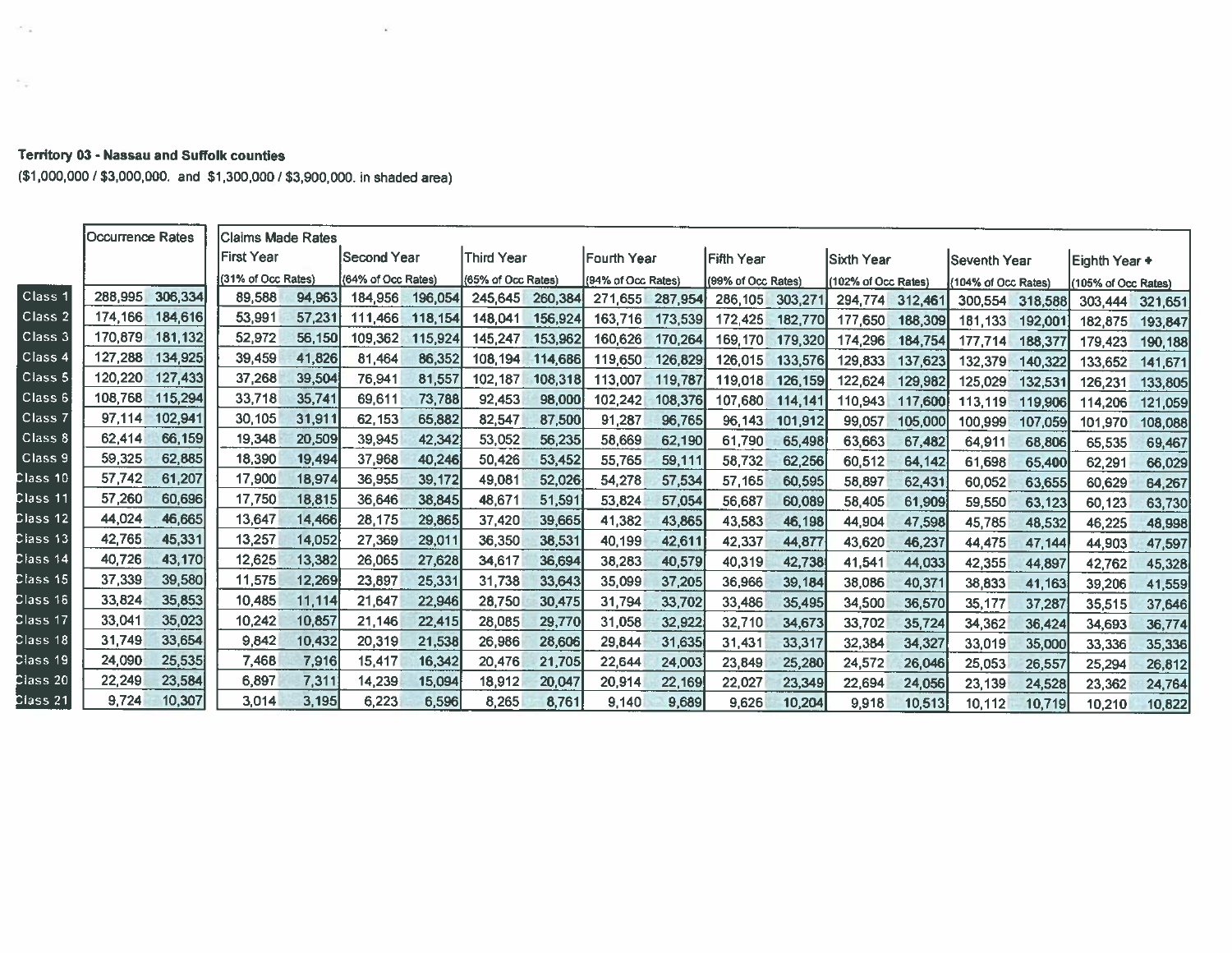**Territory 03 - Nassau and Suffolk counties**

($1,000,000 / $3,000,000. and $1,300,000 / $3,900,000. in shaded area)

| | Occurrence Rates | | Claims Made Rates | | | | | | | | | | | | | | | |
|---|---|---|---|---|---|---|---|---|---|---|---|---|---|---|---|---|---|---|
| | | | First Year (31% of Occ Rates) | | Second Year (64% of Occ Rates) | | Third Year (85% of Occ Rates) | | Fourth Year (94% of Occ Rates) | | Fifth Year (99% of Occ Rates) | | Sixth Year (102% of Occ Rates) | | Seventh Year (104% of Occ Rates) | | Eighth Year + (105% of Occ Rates) | |
| Class 1 | 288,995 | 306,334 | 89,588 | 94,963 | 184,956 | 196,054 | 245,645 | 260,384 | 271,655 | 287,954 | 286,105 | 303,271 | 294,774 | 312,461 | 300,554 | 318,588 | 303,444 | 321,651 |
| Class 2 | 174,166 | 184,616 | 53,991 | 57,231 | 111,466 | 118,154 | 148,041 | 156,924 | 163,716 | 173,539 | 172,425 | 182,770 | 177,650 | 188,309 | 181,133 | 192,001 | 182,875 | 193,847 |
| Class 3 | 170,879 | 181,132 | 52,972 | 56,150 | 109,362 | 115,924 | 145,247 | 153,962 | 160,626 | 170,264 | 169,170 | 179,320 | 174,296 | 184,754 | 177,714 | 188,377 | 179,423 | 190,188 |
| Class 4 | 127,288 | 134,925 | 39,459 | 41,826 | 81,464 | 86,352 | 108,194 | 114,686 | 119,650 | 126,829 | 126,015 | 133,576 | 129,833 | 137,623 | 132,379 | 140,322 | 133,652 | 141,671 |
| Class 5 | 120,220 | 127,433 | 37,268 | 39,504 | 76,941 | 81,557 | 102,187 | 108,318 | 113,007 | 119,787 | 119,018 | 126,159 | 122,624 | 129,982 | 125,029 | 132,531 | 126,231 | 133,805 |
| Class 6 | 108,768 | 115,294 | 33,718 | 35,741 | 69,611 | 73,788 | 92,453 | 98,000 | 102,242 | 108,376 | 107,680 | 114,141 | 110,943 | 117,600 | 113,119 | 119,906 | 114,206 | 121,059 |
| Class 7 | 97,114 | 102,941 | 30,105 | 31,911 | 62,153 | 65,882 | 82,547 | 87,500 | 91,287 | 96,765 | 96,143 | 101,912 | 99,057 | 105,000 | 100,999 | 107,059 | 101,970 | 108,088 |
| Class 8 | 62,414 | 66,159 | 19,348 | 20,509 | 39,945 | 42,342 | 53,052 | 56,235 | 58,669 | 62,190 | 61,790 | 65,498 | 63,663 | 67,482 | 64,911 | 68,806 | 65,535 | 69,467 |
| Class 9 | 59,325 | 62,885 | 18,390 | 19,494 | 37,968 | 40,246 | 50,426 | 53,452 | 55,765 | 59,111 | 58,732 | 62,256 | 60,512 | 64,142 | 61,698 | 65,400 | 62,291 | 66,029 |
| Class 10 | 57,742 | 61,207 | 17,900 | 18,974 | 36,955 | 39,172 | 49,081 | 52,026 | 54,278 | 57,534 | 57,165 | 60,595 | 58,897 | 62,431 | 60,052 | 63,655 | 60,629 | 64,267 |
| Class 11 | 57,260 | 60,696 | 17,750 | 18,815 | 36,646 | 38,845 | 48,671 | 51,591 | 53,824 | 57,054 | 56,687 | 60,089 | 58,405 | 61,909 | 59,550 | 63,123 | 60,123 | 63,730 |
| Class 12 | 44,024 | 46,665 | 13,647 | 14,466 | 28,175 | 29,865 | 37,420 | 39,665 | 41,382 | 43,865 | 43,583 | 46,198 | 44,904 | 47,598 | 45,785 | 48,532 | 46,225 | 48,998 |
| Class 13 | 42,765 | 45,331 | 13,257 | 14,052 | 27,369 | 29,011 | 36,350 | 38,531 | 40,199 | 42,611 | 42,337 | 44,877 | 43,620 | 46,237 | 44,475 | 47,144 | 44,903 | 47,597 |
| Class 14 | 40,726 | 43,170 | 12,625 | 13,382 | 26,065 | 27,628 | 34,617 | 36,694 | 38,283 | 40,579 | 40,319 | 42,738 | 41,541 | 44,033 | 42,355 | 44,897 | 42,762 | 45,328 |
| Class 15 | 37,339 | 39,580 | 11,575 | 12,269 | 23,897 | 25,331 | 31,738 | 33,643 | 35,099 | 37,205 | 36,966 | 39,184 | 38,086 | 40,371 | 38,833 | 41,163 | 39,206 | 41,559 |
| Class 16 | 33,824 | 35,853 | 10,485 | 11,114 | 21,647 | 22,946 | 28,750 | 30,475 | 31,794 | 33,702 | 33,486 | 35,495 | 34,500 | 36,570 | 35,177 | 37,287 | 35,515 | 37,646 |
| Class 17 | 33,041 | 35,023 | 10,242 | 10,857 | 21,146 | 22,415 | 28,085 | 29,770 | 31,058 | 32,922 | 32,710 | 34,673 | 33,702 | 35,724 | 34,362 | 36,424 | 34,693 | 36,774 |
| Class 18 | 31,749 | 33,654 | 9,842 | 10,432 | 20,319 | 21,538 | 26,986 | 28,606 | 29,844 | 31,635 | 31,431 | 33,317 | 32,384 | 34,327 | 33,019 | 35,000 | 33,336 | 35,336 |
| Class 19 | 24,090 | 25,535 | 7,468 | 7,916 | 15,417 | 16,342 | 20,476 | 21,705 | 22,644 | 24,003 | 23,849 | 25,280 | 24,572 | 26,046 | 25,053 | 26,557 | 25,294 | 26,812 |
| Class 20 | 22,249 | 23,584 | 6,897 | 7,311 | 14,239 | 15,094 | 18,912 | 20,047 | 20,914 | 22,169 | 22,027 | 23,349 | 22,694 | 24,056 | 23,139 | 24,528 | 23,362 | 24,764 |
| Class 21 | 9,724 | 10,307 | 3,014 | 3,195 | 6,223 | 6,596 | 8,265 | 8,761 | 9,140 | 9,689 | 9,626 | 10,204 | 9,918 | 10,513 | 10,112 | 10,719 | 10,210 | 10,822 |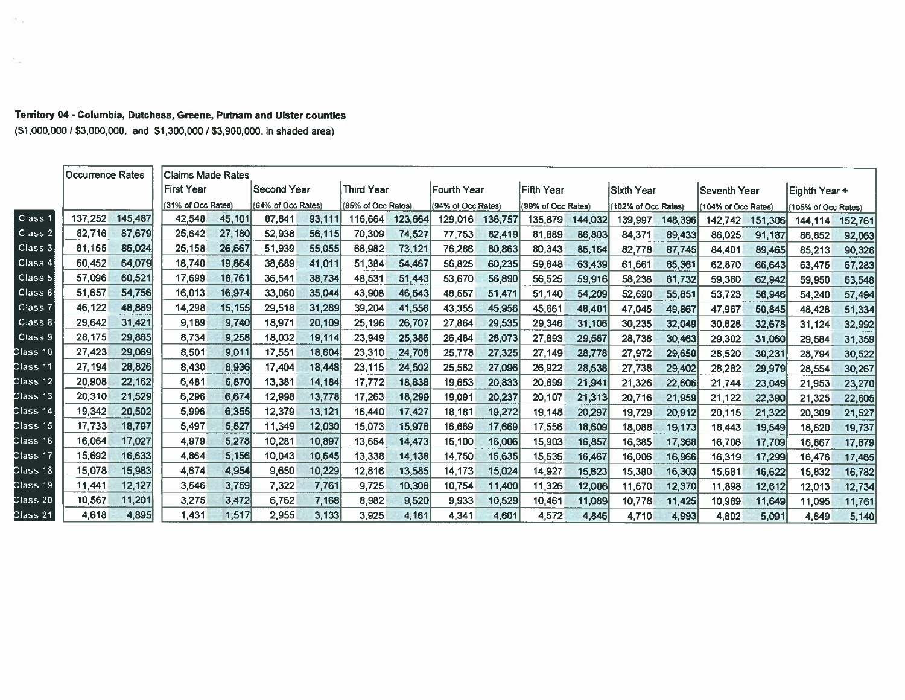**Territory 04 - Columbia, Dutchess, Greene, Putnam and Ulster counties**

($1,000,000 / $3,000,000. and $1,300,000 / $3,900,000. in shaded area)

| | Occurrence Rates | | Claims Made Rates | | | | | | | | | | | | | | | |
|---|---|---|---|---|---|---|---|---|---|---|---|---|---|---|---|---|---|---|
| | | | First Year (31% of Occ Rates) | | Second Year (64% of Occ Rates) | | Third Year (85% of Occ Rates) | | Fourth Year (94% of Occ Rates) | | Fifth Year (99% of Occ Rates) | | Sixth Year (102% of Occ Rates) | | Seventh Year (104% of Occ Rates) | | Eighth Year + (105% of Occ Rates) | |
| Class 1 | 137,252 | 145,487 | 42,548 | 45,101 | 87,841 | 93,111 | 116,664 | 123,664 | 129,016 | 136,757 | 135,879 | 144,032 | 139,997 | 148,396 | 142,742 | 151,306 | 144,114 | 152,761 |
| Class 2 | 82,716 | 87,679 | 25,642 | 27,180 | 52,938 | 56,115 | 70,309 | 74,527 | 77,753 | 82,419 | 81,889 | 86,803 | 84,371 | 89,433 | 86,025 | 91,187 | 86,852 | 92,063 |
| Class 3 | 81,155 | 86,024 | 25,158 | 26,667 | 51,939 | 55,055 | 68,982 | 73,121 | 76,286 | 80,863 | 80,343 | 85,164 | 82,778 | 87,745 | 84,401 | 89,465 | 85,213 | 90,326 |
| Class 4 | 60,452 | 64,079 | 18,740 | 19,864 | 38,689 | 41,011 | 51,384 | 54,467 | 56,825 | 60,235 | 59,848 | 63,439 | 61,661 | 65,361 | 62,870 | 66,643 | 63,475 | 67,283 |
| Class 5 | 57,096 | 60,521 | 17,699 | 18,761 | 36,541 | 38,734 | 48,531 | 51,443 | 53,670 | 56,890 | 56,525 | 59,916 | 58,238 | 61,732 | 59,380 | 62,942 | 59,950 | 63,548 |
| Class 6 | 51,657 | 54,756 | 16,013 | 16,974 | 33,060 | 35,044 | 43,908 | 46,543 | 48,557 | 51,471 | 51,140 | 54,209 | 52,690 | 55,851 | 53,723 | 56,946 | 54,240 | 57,494 |
| Class 7 | 46,122 | 48,889 | 14,298 | 15,155 | 29,518 | 31,289 | 39,204 | 41,556 | 43,355 | 45,956 | 45,661 | 48,401 | 47,045 | 49,867 | 47,967 | 50,845 | 48,428 | 51,334 |
| Class 8 | 29,642 | 31,421 | 9,189 | 9,740 | 18,971 | 20,109 | 25,196 | 26,707 | 27,864 | 29,535 | 29,346 | 31,106 | 30,235 | 32,049 | 30,828 | 32,678 | 31,124 | 32,992 |
| Class 9 | 28,175 | 29,865 | 8,734 | 9,258 | 18,032 | 19,114 | 23,949 | 25,386 | 26,484 | 28,073 | 27,893 | 29,567 | 28,738 | 30,463 | 29,302 | 31,060 | 29,584 | 31,359 |
| Class 10 | 27,423 | 29,069 | 8,501 | 9,011 | 17,551 | 18,604 | 23,310 | 24,708 | 25,778 | 27,325 | 27,149 | 28,778 | 27,972 | 29,650 | 28,520 | 30,231 | 28,794 | 30,522 |
| Class 11 | 27,194 | 28,826 | 8,430 | 8,936 | 17,404 | 18,448 | 23,115 | 24,502 | 25,562 | 27,096 | 26,922 | 28,538 | 27,738 | 29,402 | 28,282 | 29,979 | 28,554 | 30,267 |
| Class 12 | 20,908 | 22,162 | 6,481 | 6,870 | 13,381 | 14,184 | 17,772 | 18,838 | 19,653 | 20,833 | 20,699 | 21,941 | 21,326 | 22,606 | 21,744 | 23,049 | 21,953 | 23,270 |
| Class 13 | 20,310 | 21,529 | 6,296 | 6,674 | 12,998 | 13,778 | 17,263 | 18,299 | 19,091 | 20,237 | 20,107 | 21,313 | 20,716 | 21,959 | 21,122 | 22,390 | 21,325 | 22,605 |
| Class 14 | 19,342 | 20,502 | 5,996 | 6,355 | 12,379 | 13,121 | 16,440 | 17,427 | 18,181 | 19,272 | 19,148 | 20,297 | 19,729 | 20,912 | 20,115 | 21,322 | 20,309 | 21,527 |
| Class 15 | 17,733 | 18,797 | 5,497 | 5,827 | 11,349 | 12,030 | 15,073 | 15,978 | 16,669 | 17,669 | 17,556 | 18,609 | 18,088 | 19,173 | 18,443 | 19,549 | 18,620 | 19,737 |
| Class 16 | 16,064 | 17,027 | 4,979 | 5,278 | 10,281 | 10,897 | 13,654 | 14,473 | 15,100 | 16,006 | 15,903 | 16,857 | 16,385 | 17,368 | 16,706 | 17,709 | 16,867 | 17,879 |
| Class 17 | 15,692 | 16,633 | 4,864 | 5,156 | 10,043 | 10,645 | 13,338 | 14,138 | 14,750 | 15,635 | 15,535 | 16,467 | 16,006 | 16,966 | 16,319 | 17,299 | 16,476 | 17,465 |
| Class 18 | 15,078 | 15,983 | 4,674 | 4,954 | 9,650 | 10,229 | 12,816 | 13,585 | 14,173 | 15,024 | 14,927 | 15,823 | 15,380 | 16,303 | 15,681 | 16,622 | 15,832 | 16,782 |
| Class 19 | 11,441 | 12,127 | 3,546 | 3,759 | 7,322 | 7,761 | 9,725 | 10,308 | 10,754 | 11,400 | 11,326 | 12,006 | 11,670 | 12,370 | 11,898 | 12,612 | 12,013 | 12,734 |
| Class 20 | 10,567 | 11,201 | 3,275 | 3,472 | 6,762 | 7,168 | 8,982 | 9,520 | 9,933 | 10,529 | 10,461 | 11,089 | 10,778 | 11,425 | 10,989 | 11,649 | 11,095 | 11,761 |
| Class 21 | 4,618 | 4,895 | 1,431 | 1,517 | 2,955 | 3,133 | 3,925 | 4,161 | 4,341 | 4,601 | 4,572 | 4,846 | 4,710 | 4,993 | 4,802 | 5,091 | 4,849 | 5,140 |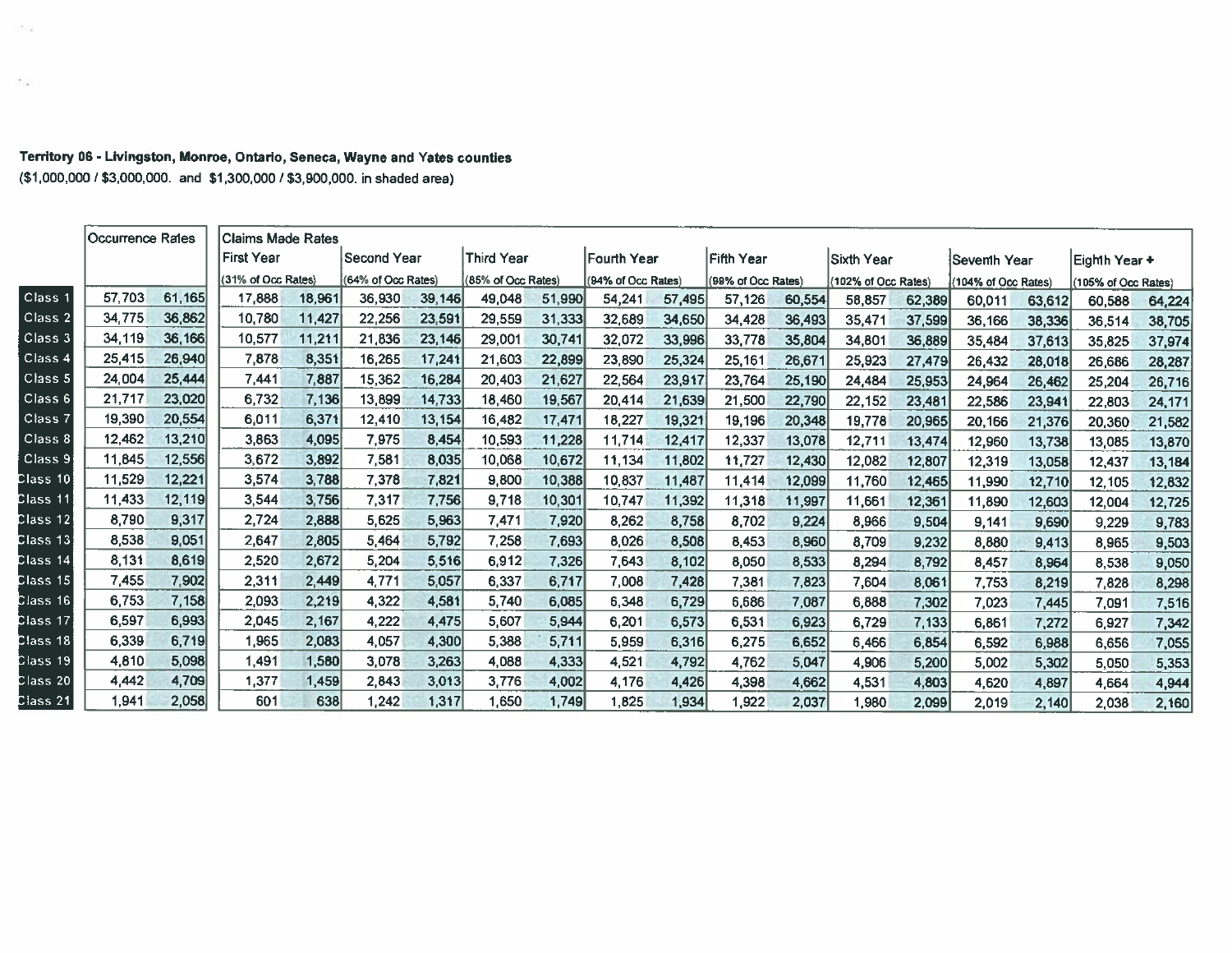**Territory 06 - Livingston, Monroe, Ontario, Seneca, Wayne and Yates counties**
($1,000,000 / $3,000,000. and $1,300,000 / $3,900,000. in shaded area)

| | Occurrence Rates | | Claims Made Rates First Year (31% of Occ Rates) | | Second Year (64% of Occ Rates) | | Third Year (85% of Occ Rates) | | Fourth Year (94% of Occ Rates) | | Fifth Year (99% of Occ Rates) | | Sixth Year (102% of Occ Rates) | | Seventh Year (104% of Occ Rates) | | Eighth Year + (105% of Occ Rates) | |
|---|---|---|---|---|---|---|---|---|---|---|---|---|---|---|---|---|---|---|
| Class 1 | 57,703 | 61,165 | 17,888 | 18,961 | 36,930 | 39,146 | 49,048 | 51,990 | 54,241 | 57,495 | 57,126 | 60,554 | 58,857 | 62,389 | 60,011 | 63,612 | 60,588 | 64,224 |
| Class 2 | 34,775 | 36,862 | 10,780 | 11,427 | 22,256 | 23,591 | 29,559 | 31,333 | 32,689 | 34,650 | 34,428 | 36,493 | 35,471 | 37,599 | 36,166 | 38,336 | 36,514 | 38,705 |
| Class 3 | 34,119 | 36,166 | 10,577 | 11,211 | 21,836 | 23,146 | 29,001 | 30,741 | 32,072 | 33,996 | 33,778 | 35,804 | 34,801 | 36,889 | 35,484 | 37,613 | 35,825 | 37,974 |
| Class 4 | 25,415 | 26,940 | 7,878 | 8,351 | 16,265 | 17,241 | 21,603 | 22,899 | 23,890 | 25,324 | 25,161 | 26,671 | 25,923 | 27,479 | 26,432 | 28,018 | 26,686 | 28,287 |
| Class 5 | 24,004 | 25,444 | 7,441 | 7,887 | 15,362 | 16,284 | 20,403 | 21,627 | 22,564 | 23,917 | 23,764 | 25,190 | 24,484 | 25,953 | 24,964 | 26,462 | 25,204 | 26,716 |
| Class 6 | 21,717 | 23,020 | 6,732 | 7,136 | 13,899 | 14,733 | 18,460 | 19,567 | 20,414 | 21,639 | 21,500 | 22,790 | 22,152 | 23,481 | 22,586 | 23,941 | 22,803 | 24,171 |
| Class 7 | 19,390 | 20,554 | 6,011 | 6,371 | 12,410 | 13,154 | 16,482 | 17,471 | 18,227 | 19,321 | 19,196 | 20,348 | 19,778 | 20,965 | 20,166 | 21,376 | 20,360 | 21,582 |
| Class 8 | 12,462 | 13,210 | 3,863 | 4,095 | 7,975 | 8,454 | 10,593 | 11,228 | 11,714 | 12,417 | 12,337 | 13,078 | 12,711 | 13,474 | 12,960 | 13,738 | 13,085 | 13,870 |
| Class 9 | 11,845 | 12,556 | 3,672 | 3,892 | 7,581 | 8,035 | 10,068 | 10,672 | 11,134 | 11,802 | 11,727 | 12,430 | 12,082 | 12,807 | 12,319 | 13,058 | 12,437 | 13,184 |
| Class 10 | 11,529 | 12,221 | 3,574 | 3,788 | 7,378 | 7,821 | 9,800 | 10,388 | 10,837 | 11,487 | 11,414 | 12,099 | 11,760 | 12,465 | 11,990 | 12,710 | 12,105 | 12,832 |
| Class 11 | 11,433 | 12,119 | 3,544 | 3,756 | 7,317 | 7,756 | 9,718 | 10,301 | 10,747 | 11,392 | 11,318 | 11,997 | 11,661 | 12,361 | 11,890 | 12,603 | 12,004 | 12,725 |
| Class 12 | 8,790 | 9,317 | 2,724 | 2,888 | 5,625 | 5,963 | 7,471 | 7,920 | 8,262 | 8,758 | 8,702 | 9,224 | 8,966 | 9,504 | 9,141 | 9,690 | 9,229 | 9,783 |
| Class 13 | 8,538 | 9,051 | 2,647 | 2,805 | 5,464 | 5,792 | 7,258 | 7,693 | 8,026 | 8,508 | 8,453 | 8,960 | 8,709 | 9,232 | 8,880 | 9,413 | 8,965 | 9,503 |
| Class 14 | 8,131 | 8,619 | 2,520 | 2,672 | 5,204 | 5,516 | 6,912 | 7,326 | 7,643 | 8,102 | 8,050 | 8,533 | 8,294 | 8,792 | 8,457 | 8,964 | 8,538 | 9,050 |
| Class 15 | 7,455 | 7,902 | 2,311 | 2,449 | 4,771 | 5,057 | 6,337 | 6,717 | 7,008 | 7,428 | 7,381 | 7,823 | 7,604 | 8,061 | 7,753 | 8,219 | 7,828 | 8,298 |
| Class 16 | 6,753 | 7,158 | 2,093 | 2,219 | 4,322 | 4,581 | 5,740 | 6,085 | 6,348 | 6,729 | 6,686 | 7,087 | 6,888 | 7,302 | 7,023 | 7,445 | 7,091 | 7,516 |
| Class 17 | 6,597 | 6,993 | 2,045 | 2,167 | 4,222 | 4,475 | 5,607 | 5,944 | 6,201 | 6,573 | 6,531 | 6,923 | 6,729 | 7,133 | 6,861 | 7,272 | 6,927 | 7,342 |
| Class 18 | 6,339 | 6,719 | 1,965 | 2,083 | 4,057 | 4,300 | 5,388 | 5,711 | 5,959 | 6,316 | 6,275 | 6,652 | 6,466 | 6,854 | 6,592 | 6,988 | 6,656 | 7,055 |
| Class 19 | 4,810 | 5,098 | 1,491 | 1,580 | 3,078 | 3,263 | 4,088 | 4,333 | 4,521 | 4,792 | 4,762 | 5,047 | 4,906 | 5,200 | 5,002 | 5,302 | 5,050 | 5,353 |
| Class 20 | 4,442 | 4,709 | 1,377 | 1,459 | 2,843 | 3,013 | 3,776 | 4,002 | 4,176 | 4,426 | 4,398 | 4,662 | 4,531 | 4,803 | 4,620 | 4,897 | 4,664 | 4,944 |
| Class 21 | 1,941 | 2,058 | 601 | 638 | 1,242 | 1,317 | 1,650 | 1,749 | 1,825 | 1,934 | 1,922 | 2,037 | 1,980 | 2,099 | 2,019 | 2,140 | 2,038 | 2,160 |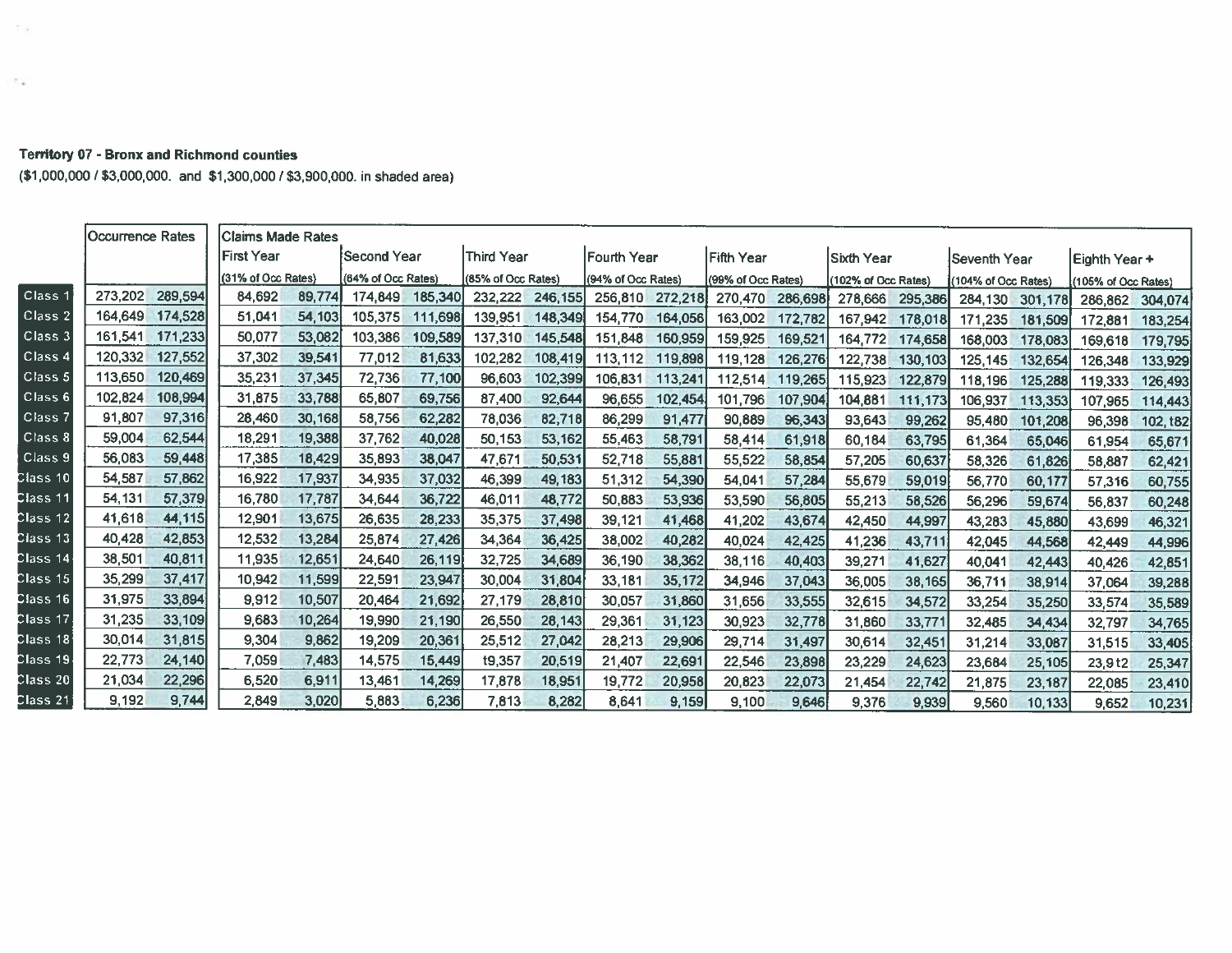**Territory 07 - Bronx and Richmond counties**

($1,000,000 / $3,000,000. and $1,300,000 / $3,900,000. in shaded area)

| | Occurrence Rates | | Claims Made Rates | | | | | | | | | | | | | | | |
|---|---|---|---|---|---|---|---|---|---|---|---|---|---|---|---|---|---|---|
| | | | First Year (31% of Occ Rates) | | Second Year (64% of Occ Rates) | | Third Year (85% of Occ Rates) | | Fourth Year (94% of Occ Rates) | | Fifth Year (99% of Occ Rates) | | Sixth Year (102% of Occ Rates) | | Seventh Year (104% of Occ Rates) | | Eighth Year + (105% of Occ Rates) | |
| Class 1 | 273,202 | 289,594 | 84,692 | 89,774 | 174,849 | 185,340 | 232,222 | 246,155 | 256,810 | 272,218 | 270,470 | 286,698 | 278,666 | 295,386 | 284,130 | 301,178 | 286,862 | 304,074 |
| Class 2 | 164,649 | 174,528 | 51,041 | 54,103 | 105,375 | 111,698 | 139,951 | 148,349 | 154,770 | 164,056 | 163,002 | 172,782 | 167,942 | 178,018 | 171,235 | 181,509 | 172,881 | 183,254 |
| Class 3 | 161,541 | 171,233 | 50,077 | 53,082 | 103,386 | 109,589 | 137,310 | 145,548 | 151,848 | 160,959 | 159,925 | 169,521 | 164,772 | 174,658 | 168,003 | 178,083 | 169,618 | 179,795 |
| Class 4 | 120,332 | 127,552 | 37,302 | 39,541 | 77,012 | 81,633 | 102,282 | 108,419 | 113,112 | 119,898 | 119,128 | 126,276 | 122,738 | 130,103 | 125,145 | 132,654 | 126,348 | 133,929 |
| Class 5 | 113,650 | 120,469 | 35,231 | 37,345 | 72,736 | 77,100 | 96,603 | 102,399 | 106,831 | 113,241 | 112,514 | 119,265 | 115,923 | 122,879 | 118,196 | 125,288 | 119,333 | 126,493 |
| Class 6 | 102,824 | 108,994 | 31,875 | 33,788 | 65,807 | 69,756 | 87,400 | 92,644 | 96,655 | 102,454 | 101,796 | 107,904 | 104,881 | 111,173 | 106,937 | 113,353 | 107,965 | 114,443 |
| Class 7 | 91,807 | 97,316 | 28,460 | 30,168 | 58,756 | 62,282 | 78,036 | 82,718 | 86,299 | 91,477 | 90,889 | 96,343 | 93,643 | 99,262 | 95,480 | 101,208 | 96,398 | 102,182 |
| Class 8 | 59,004 | 62,544 | 18,291 | 19,388 | 37,762 | 40,028 | 50,153 | 53,162 | 55,463 | 58,791 | 58,414 | 61,918 | 60,184 | 63,795 | 61,364 | 65,046 | 61,954 | 65,671 |
| Class 9 | 56,083 | 59,448 | 17,385 | 18,429 | 35,893 | 38,047 | 47,671 | 50,531 | 52,718 | 55,881 | 55,522 | 58,854 | 57,205 | 60,637 | 58,326 | 61,826 | 58,887 | 62,421 |
| Class 10 | 54,587 | 57,862 | 16,922 | 17,937 | 34,935 | 37,032 | 46,399 | 49,183 | 51,312 | 54,390 | 54,041 | 57,284 | 55,679 | 59,019 | 56,770 | 60,177 | 57,316 | 60,755 |
| Class 11 | 54,131 | 57,379 | 16,780 | 17,787 | 34,644 | 36,722 | 46,011 | 48,772 | 50,883 | 53,936 | 53,590 | 56,805 | 55,213 | 58,526 | 56,296 | 59,674 | 56,837 | 60,248 |
| Class 12 | 41,618 | 44,115 | 12,901 | 13,675 | 26,635 | 28,233 | 35,375 | 37,498 | 39,121 | 41,468 | 41,202 | 43,674 | 42,450 | 44,997 | 43,283 | 45,880 | 43,699 | 46,321 |
| Class 13 | 40,428 | 42,853 | 12,532 | 13,284 | 25,874 | 27,426 | 34,364 | 36,425 | 38,002 | 40,282 | 40,024 | 42,425 | 41,236 | 43,711 | 42,045 | 44,568 | 42,449 | 44,996 |
| Class 14 | 38,501 | 40,811 | 11,935 | 12,651 | 24,640 | 26,119 | 32,725 | 34,689 | 36,190 | 38,362 | 38,116 | 40,403 | 39,271 | 41,627 | 40,041 | 42,443 | 40,426 | 42,851 |
| Class 15 | 35,299 | 37,417 | 10,942 | 11,599 | 22,591 | 23,947 | 30,004 | 31,804 | 33,181 | 35,172 | 34,946 | 37,043 | 36,005 | 38,165 | 36,711 | 38,914 | 37,064 | 39,288 |
| Class 16 | 31,975 | 33,894 | 9,912 | 10,507 | 20,464 | 21,692 | 27,179 | 28,810 | 30,057 | 31,860 | 31,656 | 33,555 | 32,615 | 34,572 | 33,254 | 35,250 | 33,574 | 35,589 |
| Class 17 | 31,235 | 33,109 | 9,683 | 10,264 | 19,990 | 21,190 | 26,550 | 28,143 | 29,361 | 31,123 | 30,923 | 32,778 | 31,860 | 33,771 | 32,485 | 34,434 | 32,797 | 34,765 |
| Class 18 | 30,014 | 31,815 | 9,304 | 9,862 | 19,209 | 20,361 | 25,512 | 27,042 | 28,213 | 29,906 | 29,714 | 31,497 | 30,614 | 32,451 | 31,214 | 33,087 | 31,515 | 33,405 |
| Class 19 | 22,773 | 24,140 | 7,059 | 7,483 | 14,575 | 15,449 | 19,357 | 20,519 | 21,407 | 22,691 | 22,546 | 23,898 | 23,229 | 24,623 | 23,684 | 25,105 | 23,912 | 25,347 |
| Class 20 | 21,034 | 22,296 | 6,520 | 6,911 | 13,461 | 14,269 | 17,878 | 18,951 | 19,772 | 20,958 | 20,823 | 22,073 | 21,454 | 22,742 | 21,875 | 23,187 | 22,085 | 23,410 |
| Class 21 | 9,192 | 9,744 | 2,849 | 3,020 | 5,883 | 6,236 | 7,813 | 8,282 | 8,641 | 9,159 | 9,100 | 9,646 | 9,376 | 9,939 | 9,560 | 10,133 | 9,652 | 10,231 |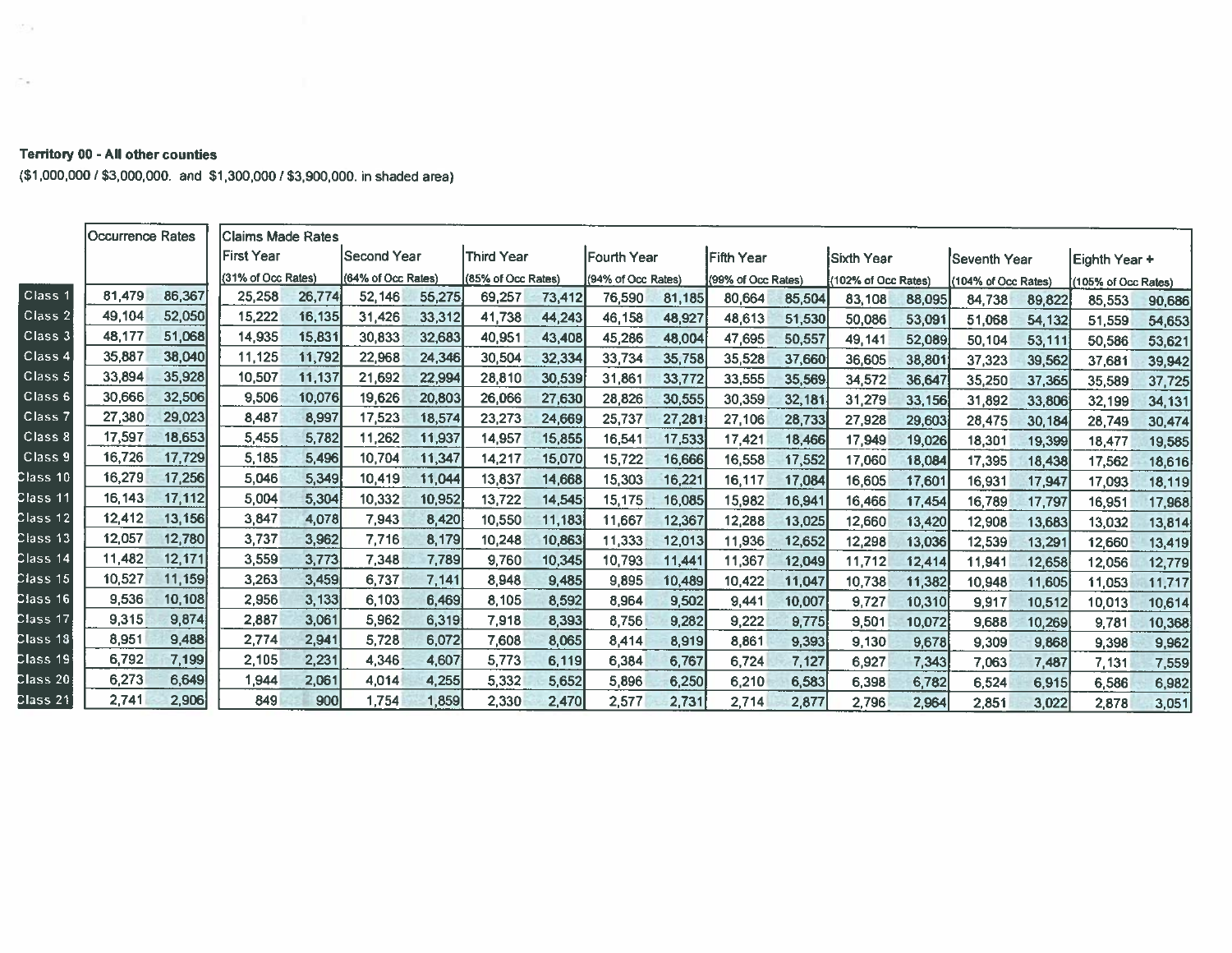**Territory 00 - All other counties**

($1,000,000 / $3,000,000. and $1,300,000 / $3,900,000. in shaded area)

| | Occurrence Rates | | Claims Made Rates First Year (31% of Occ Rates) | | Second Year (64% of Occ Rates) | | Third Year (85% of Occ Rates) | | Fourth Year (94% of Occ Rates) | | Fifth Year (99% of Occ Rates) | | Sixth Year (102% of Occ Rates) | | Seventh Year (104% of Occ Rates) | | Eighth Year + (105% of Occ Rates) | |
|---|---|---|---|---|---|---|---|---|---|---|---|---|---|---|---|---|---|---|
| Class 1 | 81,479 | 86,367 | 25,258 | 26,774 | 52,146 | 55,275 | 69,257 | 73,412 | 76,590 | 81,185 | 80,664 | 85,504 | 83,108 | 88,095 | 84,738 | 89,822 | 85,553 | 90,686 |
| Class 2 | 49,104 | 52,050 | 15,222 | 16,135 | 31,426 | 33,312 | 41,738 | 44,243 | 46,158 | 48,927 | 48,613 | 51,530 | 50,086 | 53,091 | 51,068 | 54,132 | 51,559 | 54,653 |
| Class 3 | 48,177 | 51,068 | 14,935 | 15,831 | 30,833 | 32,683 | 40,951 | 43,408 | 45,286 | 48,004 | 47,695 | 50,557 | 49,141 | 52,089 | 50,104 | 53,111 | 50,586 | 53,621 |
| Class 4 | 35,887 | 38,040 | 11,125 | 11,792 | 22,968 | 24,346 | 30,504 | 32,334 | 33,734 | 35,758 | 35,528 | 37,660 | 36,605 | 38,801 | 37,323 | 39,562 | 37,681 | 39,942 |
| Class 5 | 33,894 | 35,928 | 10,507 | 11,137 | 21,692 | 22,994 | 28,810 | 30,539 | 31,861 | 33,772 | 33,555 | 35,569 | 34,572 | 36,647 | 35,250 | 37,365 | 35,589 | 37,725 |
| Class 6 | 30,666 | 32,506 | 9,506 | 10,076 | 19,626 | 20,803 | 26,066 | 27,630 | 28,826 | 30,555 | 30,359 | 32,181 | 31,279 | 33,156 | 31,892 | 33,806 | 32,199 | 34,131 |
| Class 7 | 27,380 | 29,023 | 8,487 | 8,997 | 17,523 | 18,574 | 23,273 | 24,669 | 25,737 | 27,281 | 27,106 | 28,733 | 27,928 | 29,603 | 28,475 | 30,184 | 28,749 | 30,474 |
| Class 8 | 17,597 | 18,653 | 5,455 | 5,782 | 11,262 | 11,937 | 14,957 | 15,855 | 16,541 | 17,533 | 17,421 | 18,466 | 17,949 | 19,026 | 18,301 | 19,399 | 18,477 | 19,585 |
| Class 9 | 16,726 | 17,729 | 5,185 | 5,496 | 10,704 | 11,347 | 14,217 | 15,070 | 15,722 | 16,666 | 16,558 | 17,552 | 17,060 | 18,084 | 17,395 | 18,438 | 17,562 | 18,616 |
| Class 10 | 16,279 | 17,256 | 5,046 | 5,349 | 10,419 | 11,044 | 13,837 | 14,668 | 15,303 | 16,221 | 16,117 | 17,084 | 16,605 | 17,601 | 16,931 | 17,947 | 17,093 | 18,119 |
| Class 11 | 16,143 | 17,112 | 5,004 | 5,304 | 10,332 | 10,952 | 13,722 | 14,545 | 15,175 | 16,085 | 15,982 | 16,941 | 16,466 | 17,454 | 16,789 | 17,797 | 16,951 | 17,968 |
| Class 12 | 12,412 | 13,156 | 3,847 | 4,078 | 7,943 | 8,420 | 10,550 | 11,183 | 11,667 | 12,367 | 12,288 | 13,025 | 12,660 | 13,420 | 12,908 | 13,683 | 13,032 | 13,814 |
| Class 13 | 12,057 | 12,780 | 3,737 | 3,962 | 7,716 | 8,179 | 10,248 | 10,863 | 11,333 | 12,013 | 11,936 | 12,652 | 12,298 | 13,036 | 12,539 | 13,291 | 12,660 | 13,419 |
| Class 14 | 11,482 | 12,171 | 3,559 | 3,773 | 7,348 | 7,789 | 9,760 | 10,345 | 10,793 | 11,441 | 11,367 | 12,049 | 11,712 | 12,414 | 11,941 | 12,658 | 12,056 | 12,779 |
| Class 15 | 10,527 | 11,159 | 3,263 | 3,459 | 6,737 | 7,141 | 8,948 | 9,485 | 9,895 | 10,489 | 10,422 | 11,047 | 10,738 | 11,382 | 10,948 | 11,605 | 11,053 | 11,717 |
| Class 16 | 9,536 | 10,108 | 2,956 | 3,133 | 6,103 | 6,469 | 8,105 | 8,592 | 8,964 | 9,502 | 9,441 | 10,007 | 9,727 | 10,310 | 9,917 | 10,512 | 10,013 | 10,614 |
| Class 17 | 9,315 | 9,874 | 2,887 | 3,061 | 5,962 | 6,319 | 7,918 | 8,393 | 8,756 | 9,282 | 9,222 | 9,775 | 9,501 | 10,072 | 9,688 | 10,269 | 9,781 | 10,368 |
| Class 18 | 8,951 | 9,488 | 2,774 | 2,941 | 5,728 | 6,072 | 7,608 | 8,065 | 8,414 | 8,919 | 8,861 | 9,393 | 9,130 | 9,678 | 9,309 | 9,868 | 9,398 | 9,962 |
| Class 19 | 6,792 | 7,199 | 2,105 | 2,231 | 4,346 | 4,607 | 5,773 | 6,119 | 6,384 | 6,767 | 6,724 | 7,127 | 6,927 | 7,343 | 7,063 | 7,487 | 7,131 | 7,559 |
| Class 20 | 6,273 | 6,649 | 1,944 | 2,061 | 4,014 | 4,255 | 5,332 | 5,652 | 5,896 | 6,250 | 6,210 | 6,583 | 6,398 | 6,782 | 6,524 | 6,915 | 6,586 | 6,982 |
| Class 21 | 2,741 | 2,906 | 849 | 900 | 1,754 | 1,859 | 2,330 | 2,470 | 2,577 | 2,731 | 2,714 | 2,877 | 2,796 | 2,964 | 2,851 | 3,022 | 2,878 | 3,051 |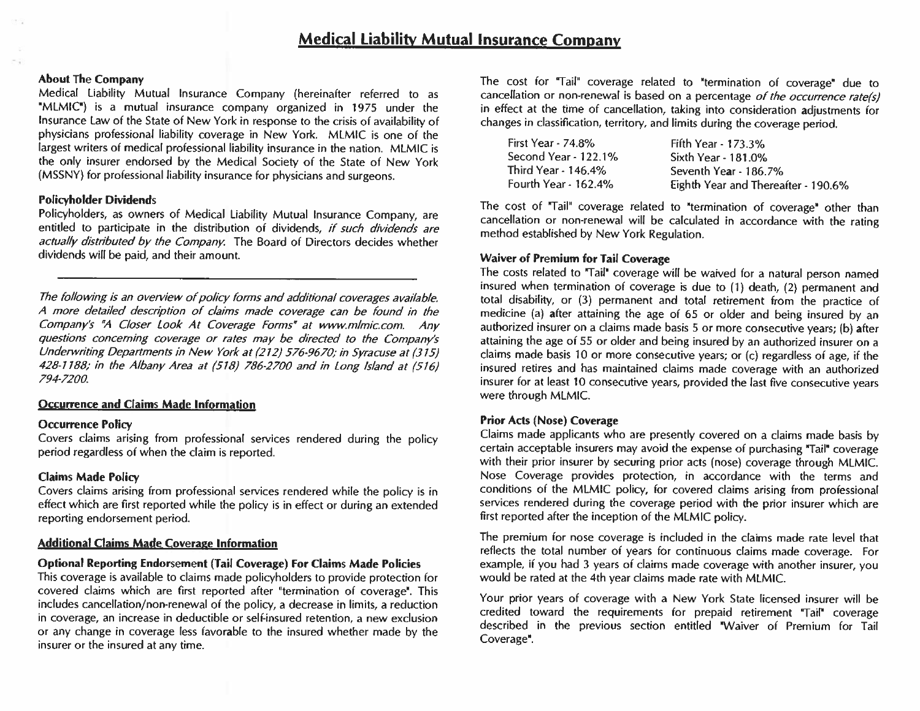# Medical Liability Mutual Insurance Company

**About The Company**

Medical Liability Mutual Insurance Company (hereinafter referred to as "MLMIC") is a mutual insurance company organized in 1975 under the Insurance Law of the State of New York in response to the crisis of availability of physicians professional liability coverage in New York. MLMIC is one of the largest writers of medical professional liability insurance in the nation. MLMIC is the only insurer endorsed by the Medical Society of the State of New York (MSSNY) for professional liability insurance for physicians and surgeons.

**Policyholder Dividends**

Policyholders, as owners of Medical Liability Mutual Insurance Company, are entitled to participate in the distribution of dividends, *if such dividends are actually distributed by the Company.* The Board of Directors decides whether dividends will be paid, and their amount.

---

*The following is an overview of policy forms and additional coverages available. A more detailed description of claims made coverage can be found in the Company's "A Closer Look At Coverage Forms" at www.mlmic.com. Any questions concerning coverage or rates may be directed to the Company's Underwriting Departments in New York at (212) 576-9670; in Syracuse at (315) 428-1188; in the Albany Area at (518) 786-2700 and in Long Island at (516) 794-7200.*

## Occurrence and Claims Made Information

**Occurrence Policy**

Covers claims arising from professional services rendered during the policy period regardless of when the claim is reported.

**Claims Made Policy**

Covers claims arising from professional services rendered while the policy is in effect which are first reported while the policy is in effect or during an extended reporting endorsement period.

## Additional Claims Made Coverage Information

**Optional Reporting Endorsement (Tail Coverage) For Claims Made Policies**

This coverage is available to claims made policyholders to provide protection for covered claims which are first reported after "termination of coverage". This includes cancellation/non-renewal of the policy, a decrease in limits, a reduction in coverage, an increase in deductible or self-insured retention, a new exclusion or any change in coverage less favorable to the insured whether made by the insurer or the insured at any time.

The cost for "Tail" coverage related to "termination of coverage" due to cancellation or non-renewal is based on a percentage *of the occurrence rate(s)* in effect at the time of cancellation, taking into consideration adjustments for changes in classification, territory, and limits during the coverage period.

| | |
|---|---|
| First Year - 74.8% | Fifth Year - 173.3% |
| Second Year - 122.1% | Sixth Year - 181.0% |
| Third Year - 146.4% | Seventh Year - 186.7% |
| Fourth Year - 162.4% | Eighth Year and Thereafter - 190.6% |

The cost of "Tail" coverage related to "termination of coverage" other than cancellation or non-renewal will be calculated in accordance with the rating method established by New York Regulation.

**Waiver of Premium for Tail Coverage**

The costs related to "Tail" coverage will be waived for a natural person named insured when termination of coverage is due to (1) death, (2) permanent and total disability, or (3) permanent and total retirement from the practice of medicine (a) after attaining the age of 65 or older and being insured by an authorized insurer on a claims made basis 5 or more consecutive years; (b) after attaining the age of 55 or older and being insured by an authorized insurer on a claims made basis 10 or more consecutive years; or (c) regardless of age, if the insured retires and has maintained claims made coverage with an authorized insurer for at least 10 consecutive years, provided the last five consecutive years were through MLMIC.

**Prior Acts (Nose) Coverage**

Claims made applicants who are presently covered on a claims made basis by certain acceptable insurers may avoid the expense of purchasing "Tail" coverage with their prior insurer by securing prior acts (nose) coverage through MLMIC. Nose Coverage provides protection, in accordance with the terms and conditions of the MLMIC policy, for covered claims arising from professional services rendered during the coverage period with the prior insurer which are first reported after the inception of the MLMIC policy.

The premium for nose coverage is included in the claims made rate level that reflects the total number of years for continuous claims made coverage. For example, if you had 3 years of claims made coverage with another insurer, you would be rated at the 4th year claims made rate with MLMIC.

Your prior years of coverage with a New York State licensed insurer will be credited toward the requirements for prepaid retirement "Tail" coverage described in the previous section entitled "Waiver of Premium for Tail Coverage".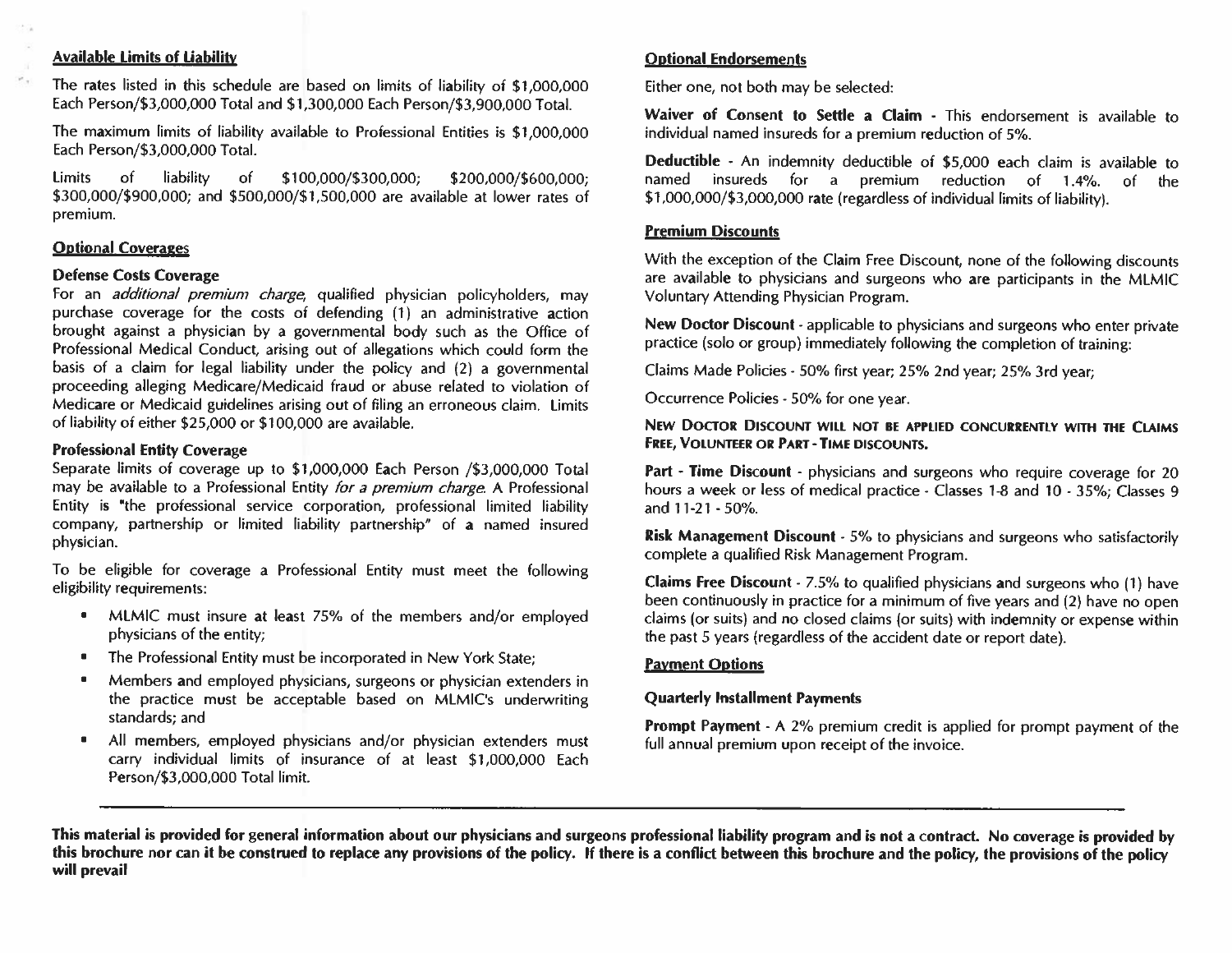## Available Limits of Liability

The rates listed in this schedule are based on limits of liability of $1,000,000 Each Person/$3,000,000 Total and $1,300,000 Each Person/$3,900,000 Total.

The maximum limits of liability available to Professional Entities is $1,000,000 Each Person/$3,000,000 Total.

Limits of liability of $100,000/$300,000; $200,000/$600,000; $300,000/$900,000; and $500,000/$1,500,000 are available at lower rates of premium.

## Optional Coverages

### Defense Costs Coverage

For an *additional premium charge*, qualified physician policyholders, may purchase coverage for the costs of defending (1) an administrative action brought against a physician by a governmental body such as the Office of Professional Medical Conduct, arising out of allegations which could form the basis of a claim for legal liability under the policy and (2) a governmental proceeding alleging Medicare/Medicaid fraud or abuse related to violation of Medicare or Medicaid guidelines arising out of filing an erroneous claim. Limits of liability of either $25,000 or $100,000 are available.

### Professional Entity Coverage

Separate limits of coverage up to $1,000,000 Each Person /$3,000,000 Total may be available to a Professional Entity *for a premium charge*. A Professional Entity is "the professional service corporation, professional limited liability company, partnership or limited liability partnership" of a named insured physician.

To be eligible for coverage a Professional Entity must meet the following eligibility requirements:

- MLMIC must insure at least 75% of the members and/or employed physicians of the entity;
- The Professional Entity must be incorporated in New York State;
- Members and employed physicians, surgeons or physician extenders in the practice must be acceptable based on MLMIC's underwriting standards; and
- All members, employed physicians and/or physician extenders must carry individual limits of insurance of at least $1,000,000 Each Person/$3,000,000 Total limit.

## Optional Endorsements

Either one, not both may be selected:

**Waiver of Consent to Settle a Claim** - This endorsement is available to individual named insureds for a premium reduction of 5%.

**Deductible** - An indemnity deductible of $5,000 each claim is available to named insureds for a premium reduction of 1.4%. of the $1,000,000/$3,000,000 rate (regardless of individual limits of liability).

## Premium Discounts

With the exception of the Claim Free Discount, none of the following discounts are available to physicians and surgeons who are participants in the MLMIC Voluntary Attending Physician Program.

**New Doctor Discount** - applicable to physicians and surgeons who enter private practice (solo or group) immediately following the completion of training:

Claims Made Policies - 50% first year; 25% 2nd year; 25% 3rd year;

Occurrence Policies - 50% for one year.

**NEW DOCTOR DISCOUNT WILL NOT BE APPLIED CONCURRENTLY WITH THE CLAIMS FREE, VOLUNTEER OR PART-TIME DISCOUNTS.**

**Part - Time Discount** - physicians and surgeons who require coverage for 20 hours a week or less of medical practice - Classes 1-8 and 10 - 35%; Classes 9 and 11-21 - 50%.

**Risk Management Discount** - 5% to physicians and surgeons who satisfactorily complete a qualified Risk Management Program.

**Claims Free Discount** - 7.5% to qualified physicians and surgeons who (1) have been continuously in practice for a minimum of five years and (2) have no open claims (or suits) and no closed claims (or suits) with indemnity or expense within the past 5 years (regardless of the accident date or report date).

## Payment Options

### Quarterly Installment Payments

**Prompt Payment** - A 2% premium credit is applied for prompt payment of the full annual premium upon receipt of the invoice.

---

**This material is provided for general information about our physicians and surgeons professional liability program and is not a contract. No coverage is provided by this brochure nor can it be construed to replace any provisions of the policy. If there is a conflict between this brochure and the policy, the provisions of the policy will prevail**